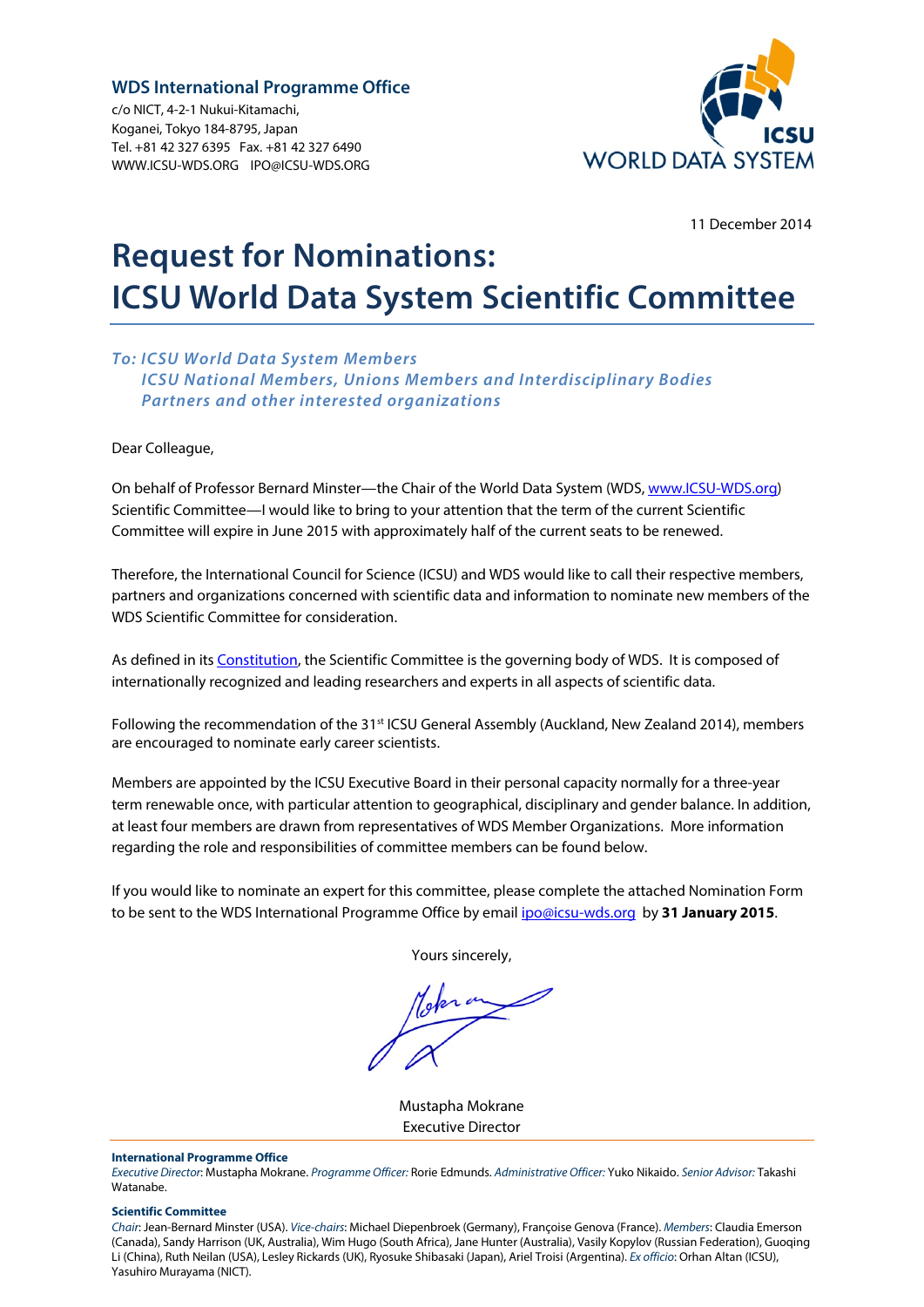**WDS International Programme Office**

c/o NICT, 4-2-1 Nukui-Kitamachi,
Koganei, Tokyo 184-8795, Japan
Tel. +81 42 327 6395 Fax. +81 42 327 6490
WWW.ICSU-WDS.ORG IPO@ICSU-WDS.ORG

ICSU WORLD DATA SYSTEM

11 December 2014

# Request for Nominations: ICSU World Data System Scientific Committee

*To: ICSU World Data System Members*
*ICSU National Members, Unions Members and Interdisciplinary Bodies*
*Partners and other interested organizations*

Dear Colleague,

On behalf of Professor Bernard Minster—the Chair of the World Data System (WDS, www.ICSU-WDS.org) Scientific Committee—I would like to bring to your attention that the term of the current Scientific Committee will expire in June 2015 with approximately half of the current seats to be renewed.

Therefore, the International Council for Science (ICSU) and WDS would like to call their respective members, partners and organizations concerned with scientific data and information to nominate new members of the WDS Scientific Committee for consideration.

As defined in its Constitution, the Scientific Committee is the governing body of WDS. It is composed of internationally recognized and leading researchers and experts in all aspects of scientific data.

Following the recommendation of the 31st ICSU General Assembly (Auckland, New Zealand 2014), members are encouraged to nominate early career scientists.

Members are appointed by the ICSU Executive Board in their personal capacity normally for a three-year term renewable once, with particular attention to geographical, disciplinary and gender balance. In addition, at least four members are drawn from representatives of WDS Member Organizations. More information regarding the role and responsibilities of committee members can be found below.

If you would like to nominate an expert for this committee, please complete the attached Nomination Form to be sent to the WDS International Programme Office by email ipo@icsu-wds.org by **31 January 2015**.

Yours sincerely,

Mustapha Mokrane
Executive Director

---

**International Programme Office**

*Executive Director*: Mustapha Mokrane. *Programme Officer:* Rorie Edmunds. *Administrative Officer:* Yuko Nikaido. *Senior Advisor:* Takashi Watanabe.

**Scientific Committee**

*Chair*: Jean-Bernard Minster (USA). *Vice-chairs*: Michael Diepenbroek (Germany), Françoise Genova (France). *Members*: Claudia Emerson (Canada), Sandy Harrison (UK, Australia), Wim Hugo (South Africa), Jane Hunter (Australia), Vasily Kopylov (Russian Federation), Guoqing Li (China), Ruth Neilan (USA), Lesley Rickards (UK), Ryosuke Shibasaki (Japan), Ariel Troisi (Argentina). *Ex officio*: Orhan Altan (ICSU), Yasuhiro Murayama (NICT).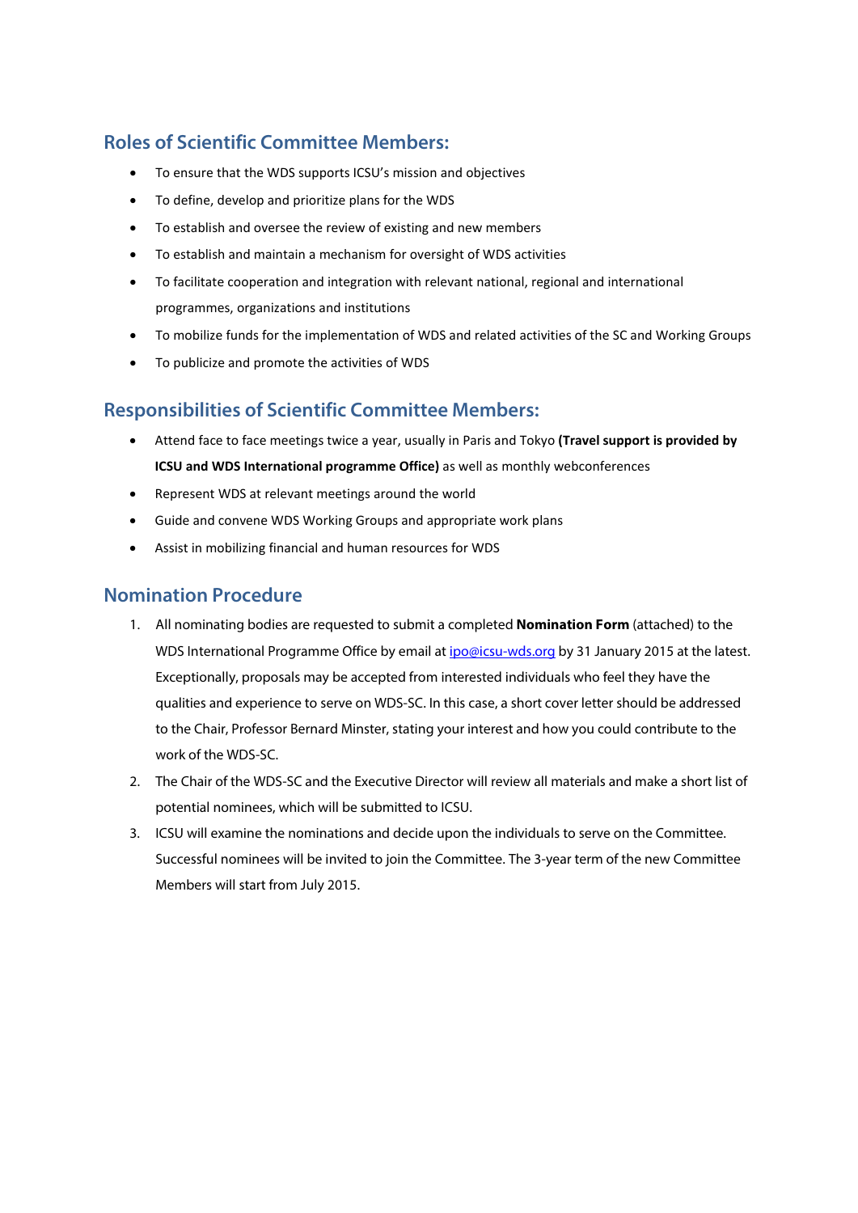## Roles of Scientific Committee Members:

- To ensure that the WDS supports ICSU's mission and objectives
- To define, develop and prioritize plans for the WDS
- To establish and oversee the review of existing and new members
- To establish and maintain a mechanism for oversight of WDS activities
- To facilitate cooperation and integration with relevant national, regional and international programmes, organizations and institutions
- To mobilize funds for the implementation of WDS and related activities of the SC and Working Groups
- To publicize and promote the activities of WDS

## Responsibilities of Scientific Committee Members:

- Attend face to face meetings twice a year, usually in Paris and Tokyo **(Travel support is provided by ICSU and WDS International programme Office)** as well as monthly webconferences
- Represent WDS at relevant meetings around the world
- Guide and convene WDS Working Groups and appropriate work plans
- Assist in mobilizing financial and human resources for WDS

## Nomination Procedure

1. All nominating bodies are requested to submit a completed **Nomination Form** (attached) to the WDS International Programme Office by email at ipo@icsu-wds.org by 31 January 2015 at the latest. Exceptionally, proposals may be accepted from interested individuals who feel they have the qualities and experience to serve on WDS-SC. In this case, a short cover letter should be addressed to the Chair, Professor Bernard Minster, stating your interest and how you could contribute to the work of the WDS-SC.
2. The Chair of the WDS-SC and the Executive Director will review all materials and make a short list of potential nominees, which will be submitted to ICSU.
3. ICSU will examine the nominations and decide upon the individuals to serve on the Committee. Successful nominees will be invited to join the Committee. The 3-year term of the new Committee Members will start from July 2015.